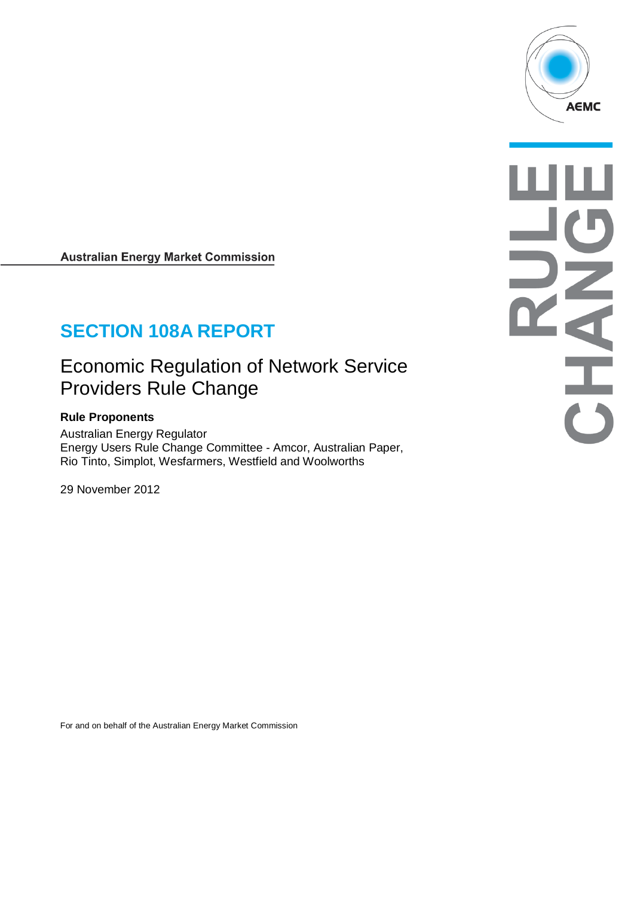Australian Energy Market Commission

# SECTION 108A REPORT

## Economic Regulation of Network Service Providers Rule Change

**Rule Proponents**

Australian Energy Regulator
Energy Users Rule Change Committee - Amcor, Australian Paper, Rio Tinto, Simplot, Wesfarmers, Westfield and Woolworths

29 November 2012

For and on behalf of the Australian Energy Market Commission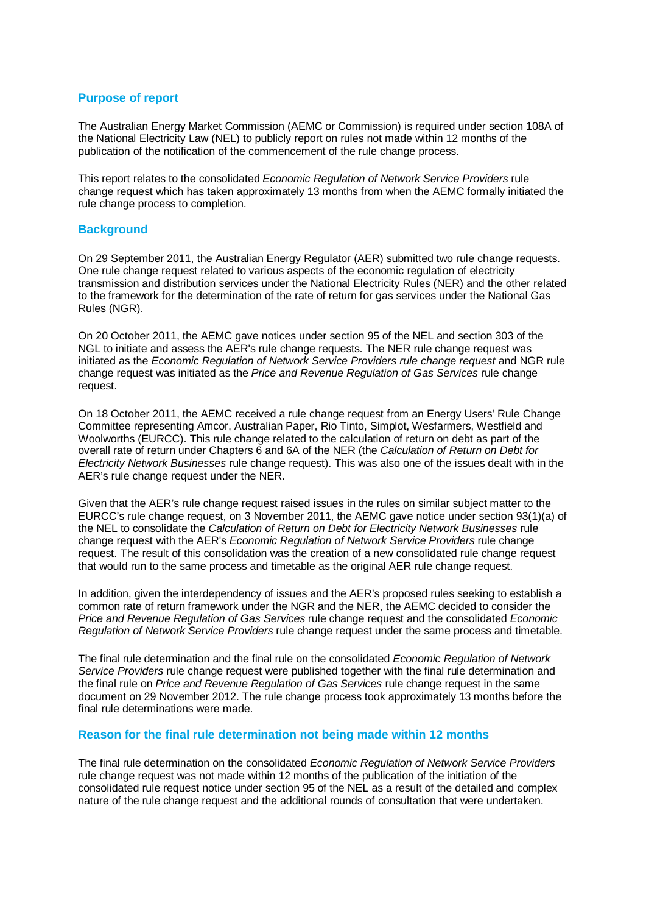## Purpose of report

The Australian Energy Market Commission (AEMC or Commission) is required under section 108A of the National Electricity Law (NEL) to publicly report on rules not made within 12 months of the publication of the notification of the commencement of the rule change process.

This report relates to the consolidated *Economic Regulation of Network Service Providers* rule change request which has taken approximately 13 months from when the AEMC formally initiated the rule change process to completion.

## Background

On 29 September 2011, the Australian Energy Regulator (AER) submitted two rule change requests. One rule change request related to various aspects of the economic regulation of electricity transmission and distribution services under the National Electricity Rules (NER) and the other related to the framework for the determination of the rate of return for gas services under the National Gas Rules (NGR).

On 20 October 2011, the AEMC gave notices under section 95 of the NEL and section 303 of the NGL to initiate and assess the AER's rule change requests. The NER rule change request was initiated as the *Economic Regulation of Network Service Providers rule change request* and NGR rule change request was initiated as the *Price and Revenue Regulation of Gas Services* rule change request.

On 18 October 2011, the AEMC received a rule change request from an Energy Users' Rule Change Committee representing Amcor, Australian Paper, Rio Tinto, Simplot, Wesfarmers, Westfield and Woolworths (EURCC). This rule change related to the calculation of return on debt as part of the overall rate of return under Chapters 6 and 6A of the NER (the *Calculation of Return on Debt for Electricity Network Businesses* rule change request). This was also one of the issues dealt with in the AER's rule change request under the NER.

Given that the AER's rule change request raised issues in the rules on similar subject matter to the EURCC's rule change request, on 3 November 2011, the AEMC gave notice under section 93(1)(a) of the NEL to consolidate the *Calculation of Return on Debt for Electricity Network Businesses* rule change request with the AER's *Economic Regulation of Network Service Providers* rule change request. The result of this consolidation was the creation of a new consolidated rule change request that would run to the same process and timetable as the original AER rule change request.

In addition, given the interdependency of issues and the AER's proposed rules seeking to establish a common rate of return framework under the NGR and the NER, the AEMC decided to consider the *Price and Revenue Regulation of Gas Services* rule change request and the consolidated *Economic Regulation of Network Service Providers* rule change request under the same process and timetable.

The final rule determination and the final rule on the consolidated *Economic Regulation of Network Service Providers* rule change request were published together with the final rule determination and the final rule on *Price and Revenue Regulation of Gas Services* rule change request in the same document on 29 November 2012. The rule change process took approximately 13 months before the final rule determinations were made.

## Reason for the final rule determination not being made within 12 months

The final rule determination on the consolidated *Economic Regulation of Network Service Providers* rule change request was not made within 12 months of the publication of the initiation of the consolidated rule request notice under section 95 of the NEL as a result of the detailed and complex nature of the rule change request and the additional rounds of consultation that were undertaken.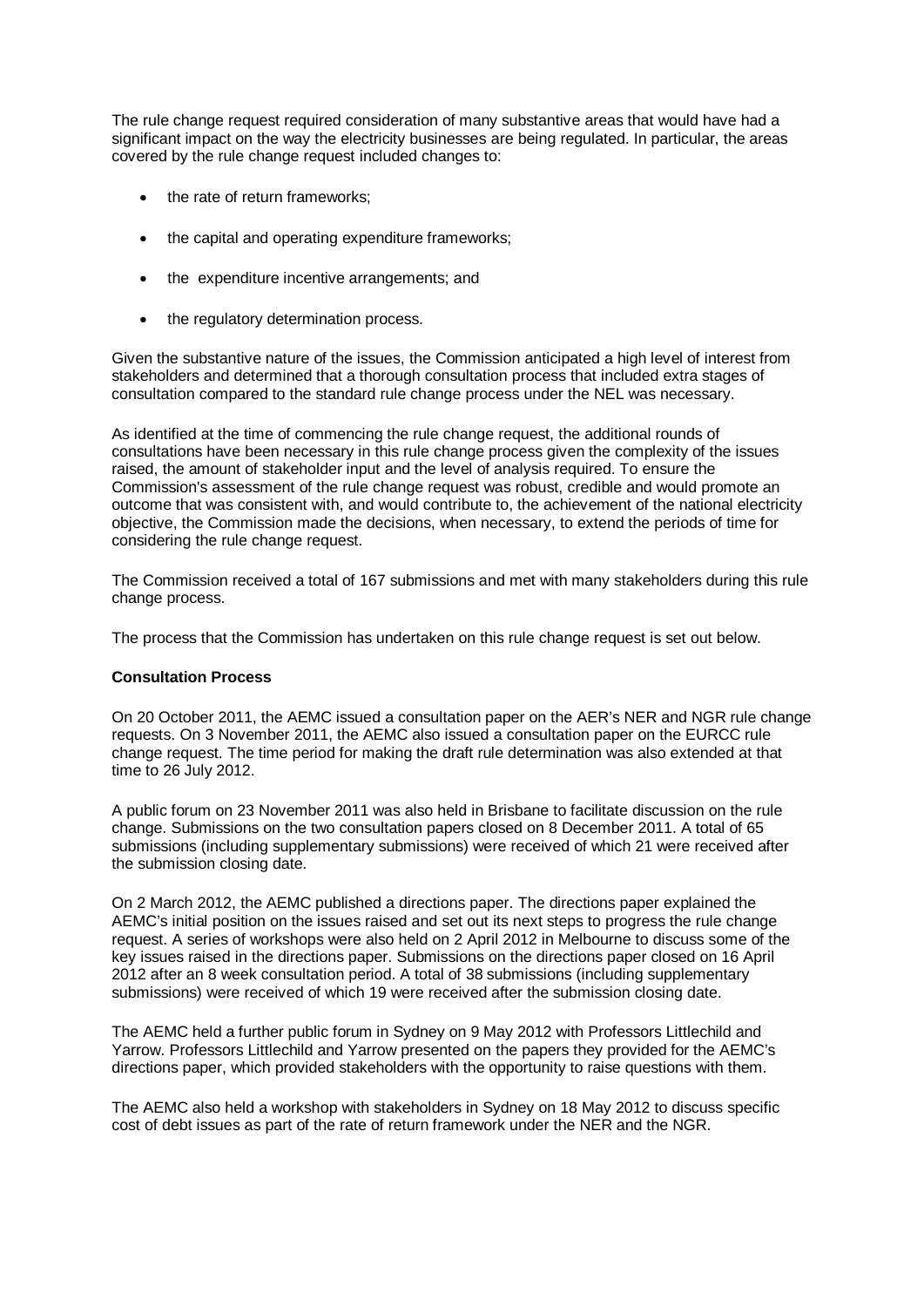The rule change request required consideration of many substantive areas that would have had a significant impact on the way the electricity businesses are being regulated. In particular, the areas covered by the rule change request included changes to:

- the rate of return frameworks;
- the capital and operating expenditure frameworks;
- the expenditure incentive arrangements; and
- the regulatory determination process.

Given the substantive nature of the issues, the Commission anticipated a high level of interest from stakeholders and determined that a thorough consultation process that included extra stages of consultation compared to the standard rule change process under the NEL was necessary.

As identified at the time of commencing the rule change request, the additional rounds of consultations have been necessary in this rule change process given the complexity of the issues raised, the amount of stakeholder input and the level of analysis required. To ensure the Commission's assessment of the rule change request was robust, credible and would promote an outcome that was consistent with, and would contribute to, the achievement of the national electricity objective, the Commission made the decisions, when necessary, to extend the periods of time for considering the rule change request.

The Commission received a total of 167 submissions and met with many stakeholders during this rule change process.

The process that the Commission has undertaken on this rule change request is set out below.

**Consultation Process**

On 20 October 2011, the AEMC issued a consultation paper on the AER's NER and NGR rule change requests. On 3 November 2011, the AEMC also issued a consultation paper on the EURCC rule change request. The time period for making the draft rule determination was also extended at that time to 26 July 2012.

A public forum on 23 November 2011 was also held in Brisbane to facilitate discussion on the rule change. Submissions on the two consultation papers closed on 8 December 2011. A total of 65 submissions (including supplementary submissions) were received of which 21 were received after the submission closing date.

On 2 March 2012, the AEMC published a directions paper. The directions paper explained the AEMC's initial position on the issues raised and set out its next steps to progress the rule change request. A series of workshops were also held on 2 April 2012 in Melbourne to discuss some of the key issues raised in the directions paper. Submissions on the directions paper closed on 16 April 2012 after an 8 week consultation period. A total of 38 submissions (including supplementary submissions) were received of which 19 were received after the submission closing date.

The AEMC held a further public forum in Sydney on 9 May 2012 with Professors Littlechild and Yarrow. Professors Littlechild and Yarrow presented on the papers they provided for the AEMC's directions paper, which provided stakeholders with the opportunity to raise questions with them.

The AEMC also held a workshop with stakeholders in Sydney on 18 May 2012 to discuss specific cost of debt issues as part of the rate of return framework under the NER and the NGR.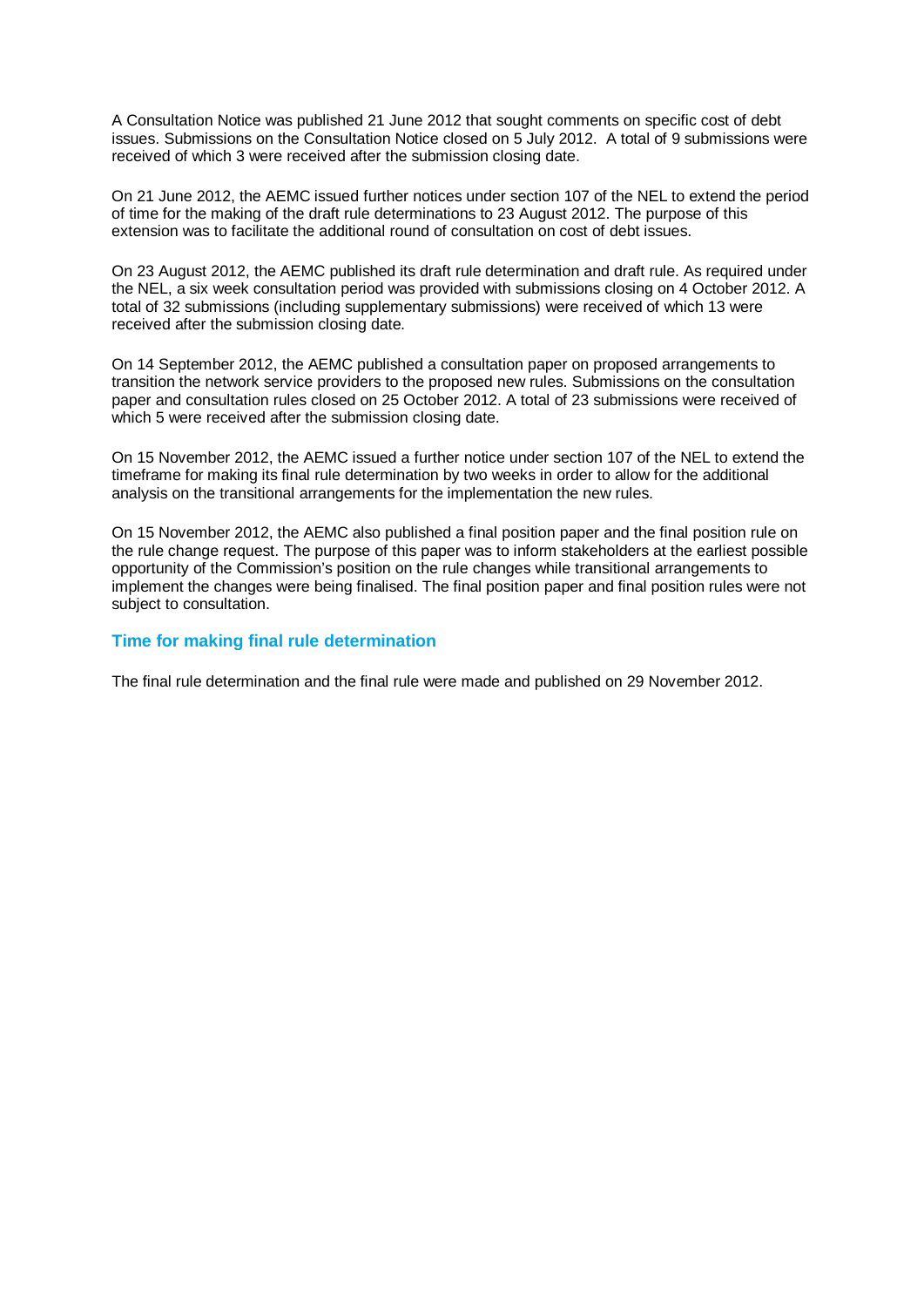A Consultation Notice was published 21 June 2012 that sought comments on specific cost of debt issues. Submissions on the Consultation Notice closed on 5 July 2012. A total of 9 submissions were received of which 3 were received after the submission closing date.

On 21 June 2012, the AEMC issued further notices under section 107 of the NEL to extend the period of time for the making of the draft rule determinations to 23 August 2012. The purpose of this extension was to facilitate the additional round of consultation on cost of debt issues.

On 23 August 2012, the AEMC published its draft rule determination and draft rule. As required under the NEL, a six week consultation period was provided with submissions closing on 4 October 2012. A total of 32 submissions (including supplementary submissions) were received of which 13 were received after the submission closing date.

On 14 September 2012, the AEMC published a consultation paper on proposed arrangements to transition the network service providers to the proposed new rules. Submissions on the consultation paper and consultation rules closed on 25 October 2012. A total of 23 submissions were received of which 5 were received after the submission closing date.

On 15 November 2012, the AEMC issued a further notice under section 107 of the NEL to extend the timeframe for making its final rule determination by two weeks in order to allow for the additional analysis on the transitional arrangements for the implementation the new rules.

On 15 November 2012, the AEMC also published a final position paper and the final position rule on the rule change request. The purpose of this paper was to inform stakeholders at the earliest possible opportunity of the Commission's position on the rule changes while transitional arrangements to implement the changes were being finalised. The final position paper and final position rules were not subject to consultation.

### Time for making final rule determination

The final rule determination and the final rule were made and published on 29 November 2012.